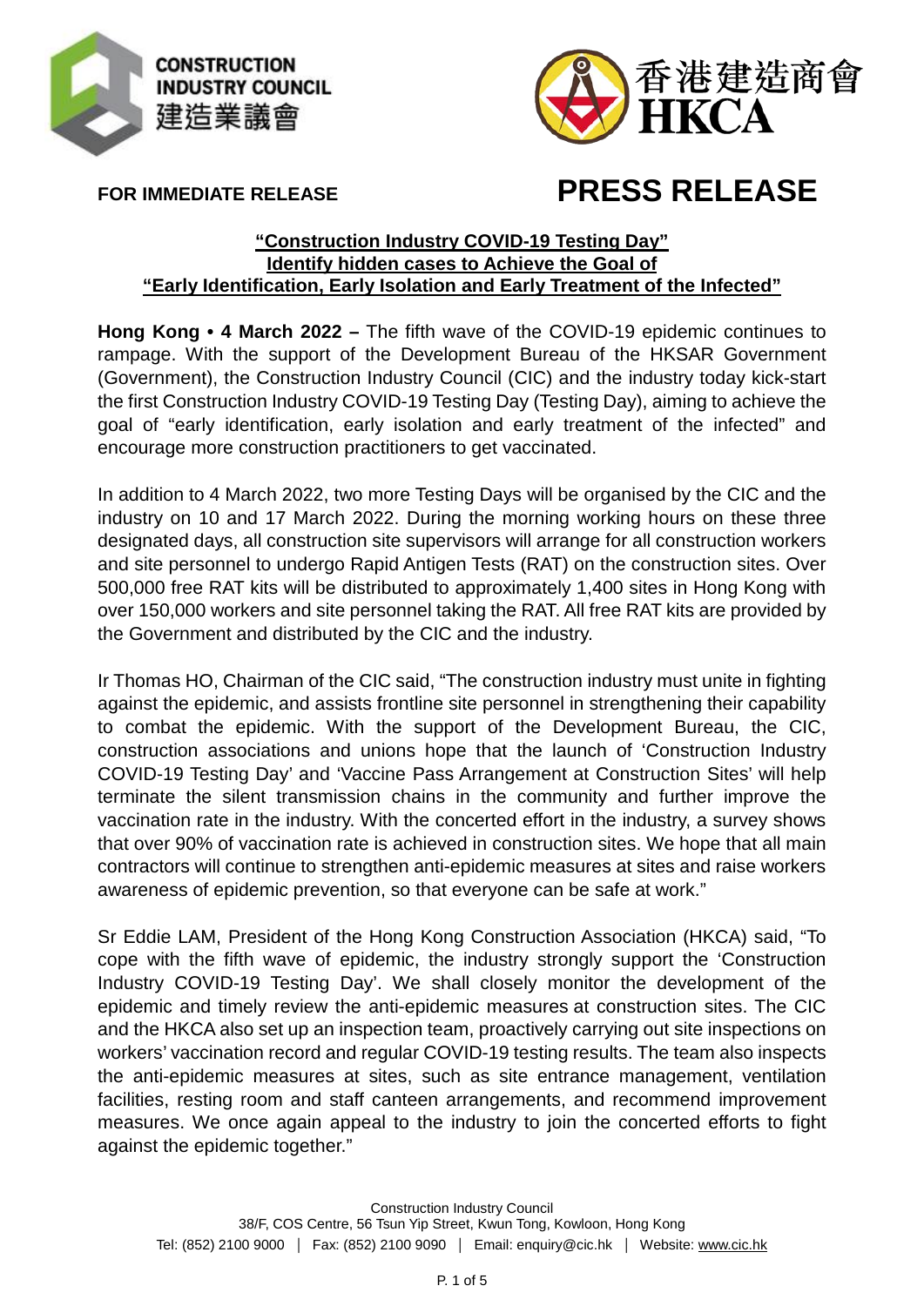**FOR IMMEDIATE RELEASE**

# PRESS RELEASE

**"Construction Industry COVID-19 Testing Day"**
**Identify hidden cases to Achieve the Goal of**
**"Early Identification, Early Isolation and Early Treatment of the Infected"**

**Hong Kong • 4 March 2022 –** The fifth wave of the COVID-19 epidemic continues to rampage. With the support of the Development Bureau of the HKSAR Government (Government), the Construction Industry Council (CIC) and the industry today kick-start the first Construction Industry COVID-19 Testing Day (Testing Day), aiming to achieve the goal of "early identification, early isolation and early treatment of the infected" and encourage more construction practitioners to get vaccinated.

In addition to 4 March 2022, two more Testing Days will be organised by the CIC and the industry on 10 and 17 March 2022. During the morning working hours on these three designated days, all construction site supervisors will arrange for all construction workers and site personnel to undergo Rapid Antigen Tests (RAT) on the construction sites. Over 500,000 free RAT kits will be distributed to approximately 1,400 sites in Hong Kong with over 150,000 workers and site personnel taking the RAT. All free RAT kits are provided by the Government and distributed by the CIC and the industry.

Ir Thomas HO, Chairman of the CIC said, "The construction industry must unite in fighting against the epidemic, and assists frontline site personnel in strengthening their capability to combat the epidemic. With the support of the Development Bureau, the CIC, construction associations and unions hope that the launch of 'Construction Industry COVID-19 Testing Day' and 'Vaccine Pass Arrangement at Construction Sites' will help terminate the silent transmission chains in the community and further improve the vaccination rate in the industry. With the concerted effort in the industry, a survey shows that over 90% of vaccination rate is achieved in construction sites. We hope that all main contractors will continue to strengthen anti-epidemic measures at sites and raise workers awareness of epidemic prevention, so that everyone can be safe at work."

Sr Eddie LAM, President of the Hong Kong Construction Association (HKCA) said, "To cope with the fifth wave of epidemic, the industry strongly support the 'Construction Industry COVID-19 Testing Day'. We shall closely monitor the development of the epidemic and timely review the anti-epidemic measures at construction sites. The CIC and the HKCA also set up an inspection team, proactively carrying out site inspections on workers' vaccination record and regular COVID-19 testing results. The team also inspects the anti-epidemic measures at sites, such as site entrance management, ventilation facilities, resting room and staff canteen arrangements, and recommend improvement measures. We once again appeal to the industry to join the concerted efforts to fight against the epidemic together."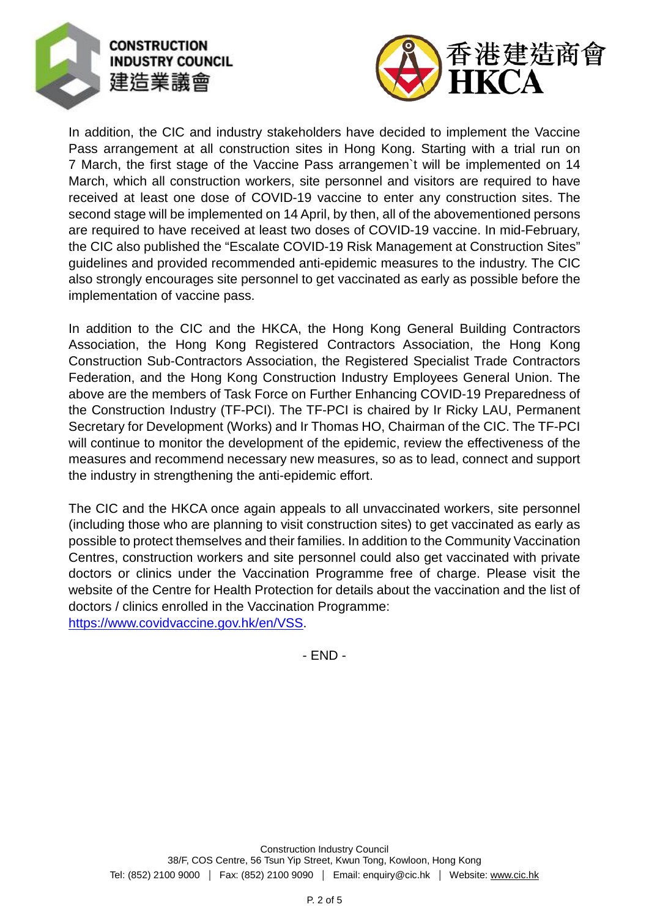In addition, the CIC and industry stakeholders have decided to implement the Vaccine Pass arrangement at all construction sites in Hong Kong. Starting with a trial run on 7 March, the first stage of the Vaccine Pass arrangemen`t will be implemented on 14 March, which all construction workers, site personnel and visitors are required to have received at least one dose of COVID-19 vaccine to enter any construction sites. The second stage will be implemented on 14 April, by then, all of the abovementioned persons are required to have received at least two doses of COVID-19 vaccine. In mid-February, the CIC also published the "Escalate COVID-19 Risk Management at Construction Sites" guidelines and provided recommended anti-epidemic measures to the industry. The CIC also strongly encourages site personnel to get vaccinated as early as possible before the implementation of vaccine pass.

In addition to the CIC and the HKCA, the Hong Kong General Building Contractors Association, the Hong Kong Registered Contractors Association, the Hong Kong Construction Sub-Contractors Association, the Registered Specialist Trade Contractors Federation, and the Hong Kong Construction Industry Employees General Union. The above are the members of Task Force on Further Enhancing COVID-19 Preparedness of the Construction Industry (TF-PCI). The TF-PCI is chaired by Ir Ricky LAU, Permanent Secretary for Development (Works) and Ir Thomas HO, Chairman of the CIC. The TF-PCI will continue to monitor the development of the epidemic, review the effectiveness of the measures and recommend necessary new measures, so as to lead, connect and support the industry in strengthening the anti-epidemic effort.

The CIC and the HKCA once again appeals to all unvaccinated workers, site personnel (including those who are planning to visit construction sites) to get vaccinated as early as possible to protect themselves and their families. In addition to the Community Vaccination Centres, construction workers and site personnel could also get vaccinated with private doctors or clinics under the Vaccination Programme free of charge. Please visit the website of the Centre for Health Protection for details about the vaccination and the list of doctors / clinics enrolled in the Vaccination Programme: https://www.covidvaccine.gov.hk/en/VSS.

- END -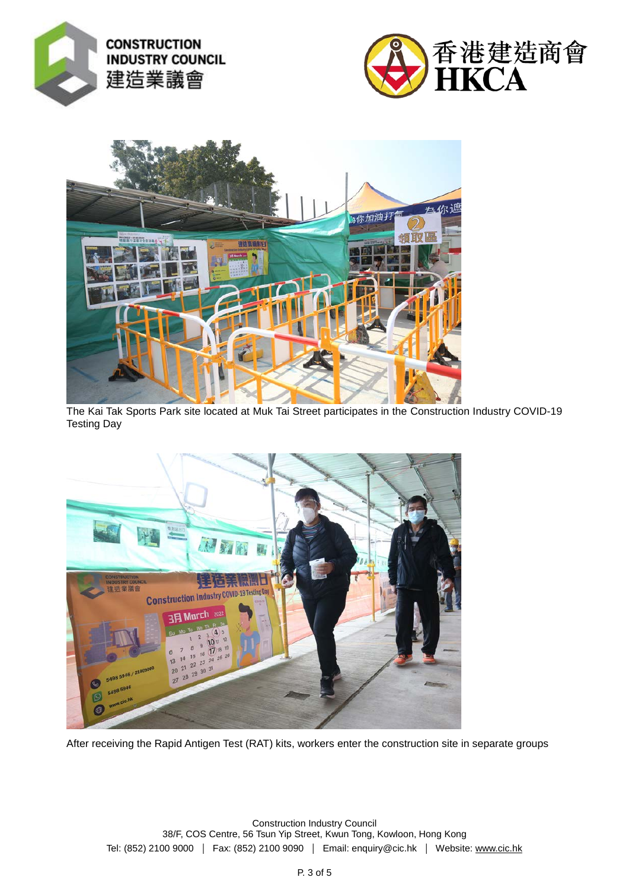The Kai Tak Sports Park site located at Muk Tai Street participates in the Construction Industry COVID-19 Testing Day

After receiving the Rapid Antigen Test (RAT) kits, workers enter the construction site in separate groups

Construction Industry Council
38/F, COS Centre, 56 Tsun Yip Street, Kwun Tong, Kowloon, Hong Kong
Tel: (852) 2100 9000 │ Fax: (852) 2100 9090 │ Email: enquiry@cic.hk │ Website: www.cic.hk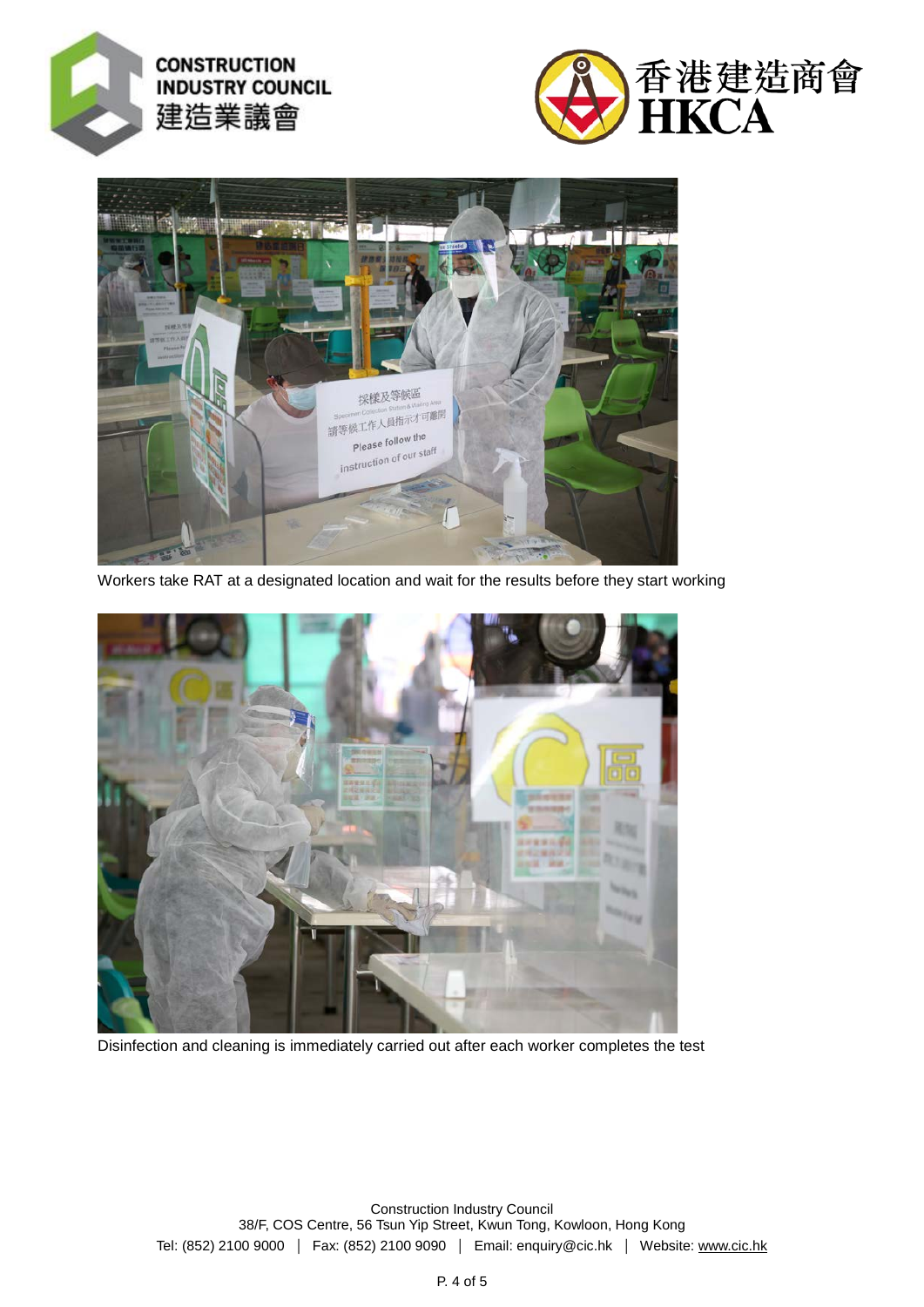Workers take RAT at a designated location and wait for the results before they start working

Disinfection and cleaning is immediately carried out after each worker completes the test

Construction Industry Council
38/F, COS Centre, 56 Tsun Yip Street, Kwun Tong, Kowloon, Hong Kong
Tel: (852) 2100 9000 | Fax: (852) 2100 9090 | Email: enquiry@cic.hk | Website: www.cic.hk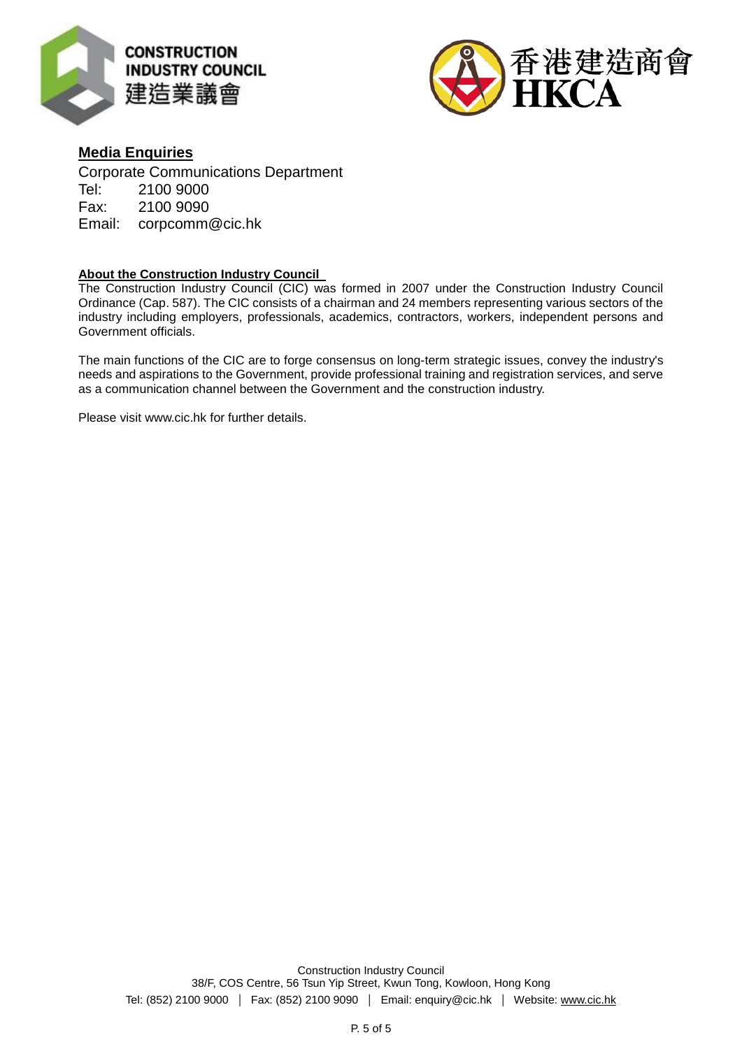**Media Enquiries**

Corporate Communications Department
Tel: 2100 9000
Fax: 2100 9090
Email: corpcomm@cic.hk

**About the Construction Industry Council**

The Construction Industry Council (CIC) was formed in 2007 under the Construction Industry Council Ordinance (Cap. 587). The CIC consists of a chairman and 24 members representing various sectors of the industry including employers, professionals, academics, contractors, workers, independent persons and Government officials.

The main functions of the CIC are to forge consensus on long-term strategic issues, convey the industry's needs and aspirations to the Government, provide professional training and registration services, and serve as a communication channel between the Government and the construction industry.

Please visit www.cic.hk for further details.